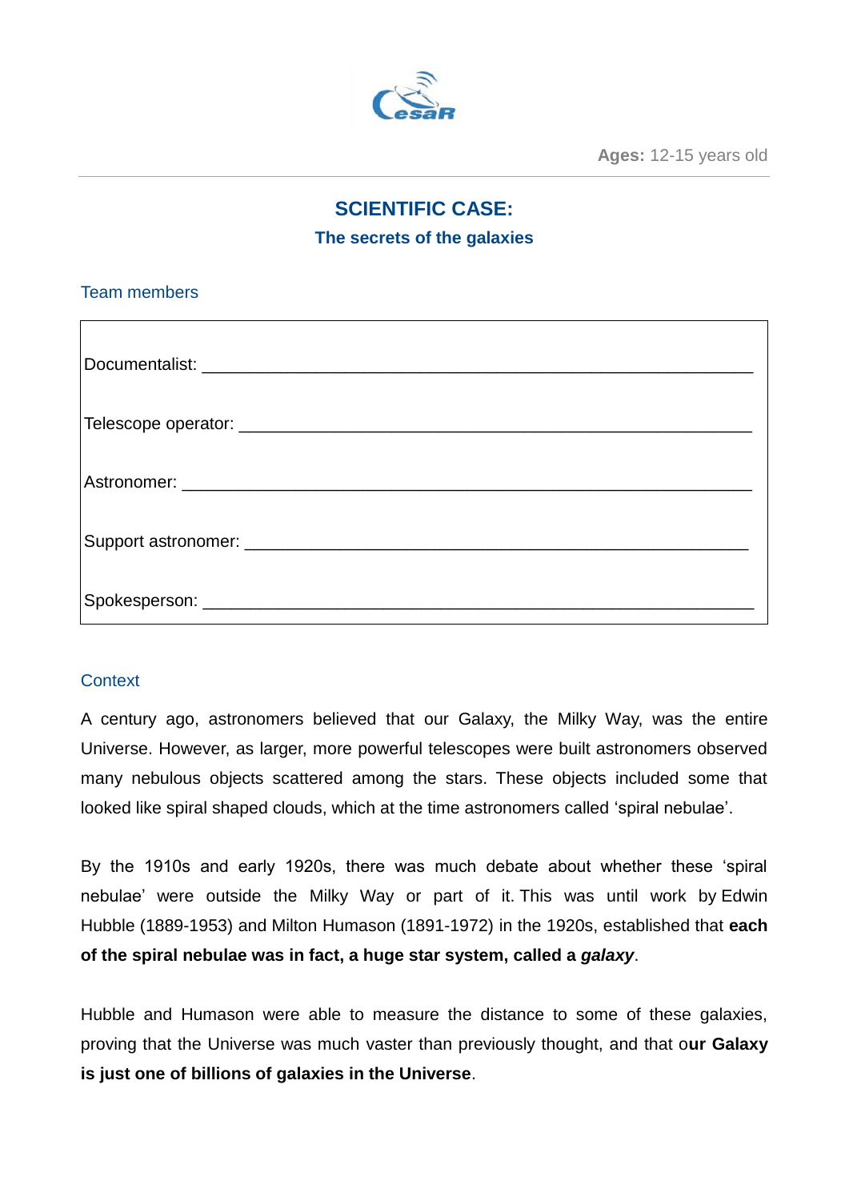**Ages:** 12-15 years old

# SCIENTIFIC CASE:

## The secrets of the galaxies

### Team members

| |
|---|
| Documentalist: ____________________________________________ |
| Telescope operator: ________________________________________ |
| Astronomer: ______________________________________________ |
| Support astronomer: ________________________________________ |
| Spokesperson: ____________________________________________ |

### Context

A century ago, astronomers believed that our Galaxy, the Milky Way, was the entire Universe. However, as larger, more powerful telescopes were built astronomers observed many nebulous objects scattered among the stars. These objects included some that looked like spiral shaped clouds, which at the time astronomers called 'spiral nebulae'.

By the 1910s and early 1920s, there was much debate about whether these 'spiral nebulae' were outside the Milky Way or part of it. This was until work by Edwin Hubble (1889-1953) and Milton Humason (1891-1972) in the 1920s, established that **each of the spiral nebulae was in fact, a huge star system, called a *galaxy***.

Hubble and Humason were able to measure the distance to some of these galaxies, proving that the Universe was much vaster than previously thought, and that o**ur Galaxy is just one of billions of galaxies in the Universe**.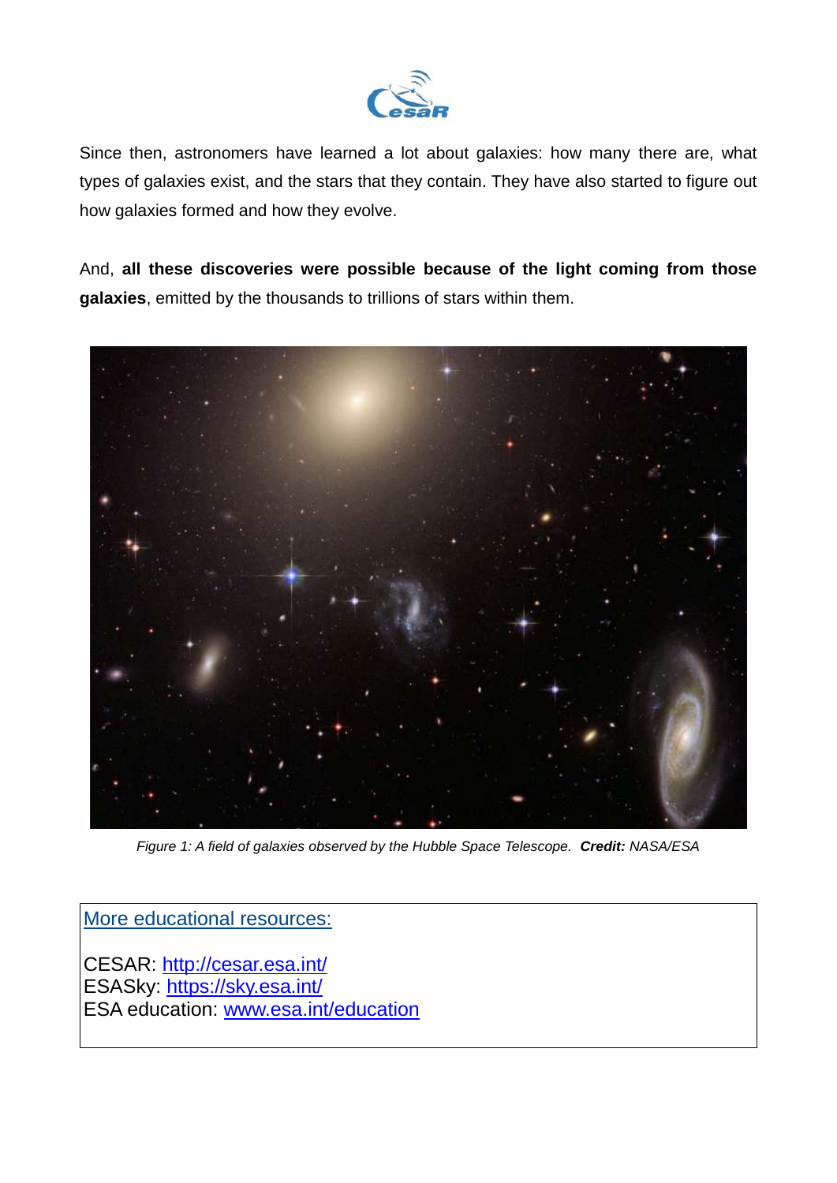Since then, astronomers have learned a lot about galaxies: how many there are, what types of galaxies exist, and the stars that they contain. They have also started to figure out how galaxies formed and how they evolve.

And, **all these discoveries were possible because of the light coming from those galaxies**, emitted by the thousands to trillions of stars within them.

*Figure 1: A field of galaxies observed by the Hubble Space Telescope.* ***Credit:*** *NASA/ESA*

More educational resources:

CESAR: http://cesar.esa.int/
ESASky: https://sky.esa.int/
ESA education: www.esa.int/education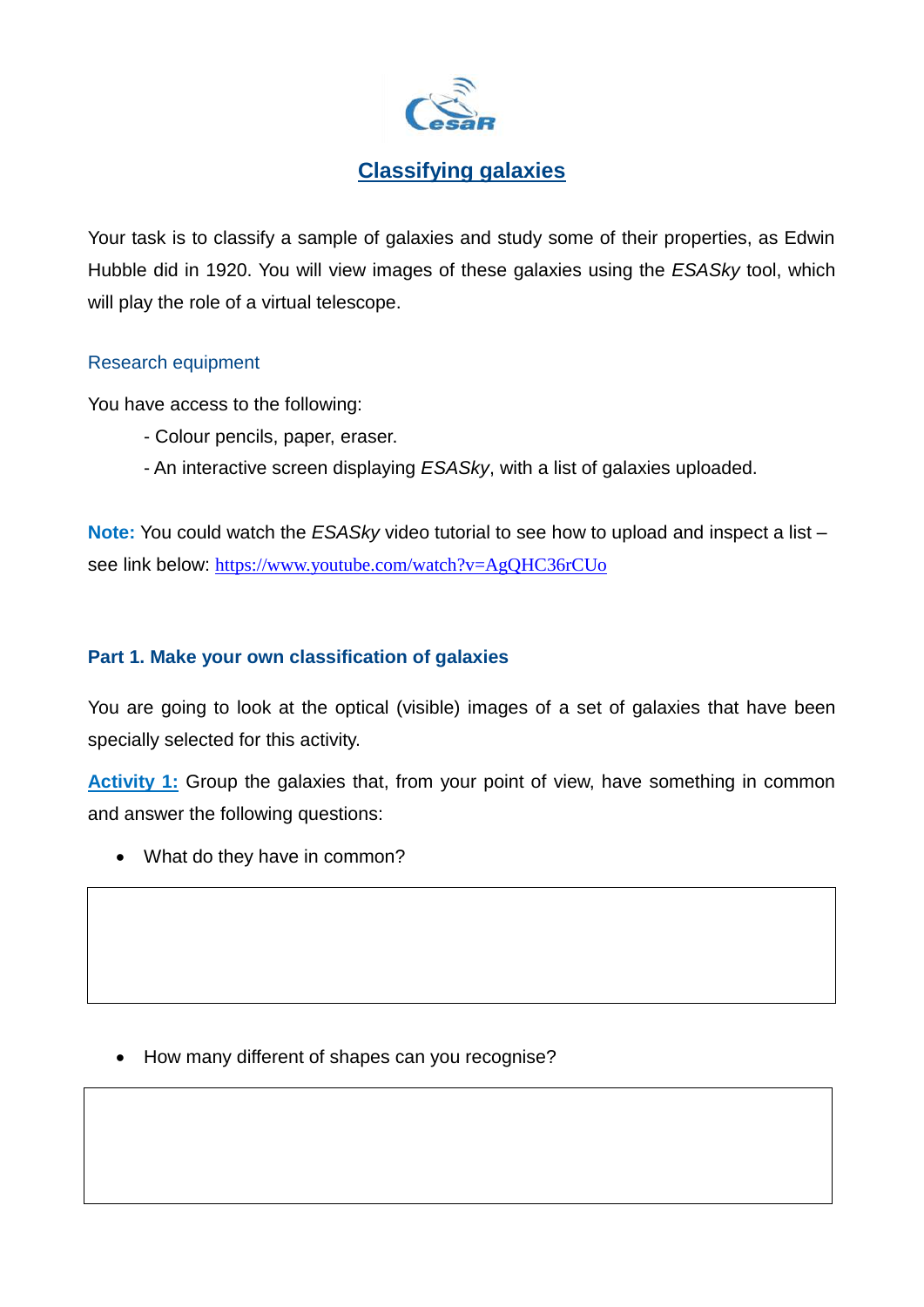# Classifying galaxies

Your task is to classify a sample of galaxies and study some of their properties, as Edwin Hubble did in 1920. You will view images of these galaxies using the *ESASky* tool, which will play the role of a virtual telescope.

### Research equipment

You have access to the following:

- Colour pencils, paper, eraser.
- An interactive screen displaying *ESASky*, with a list of galaxies uploaded.

**Note:** You could watch the *ESASky* video tutorial to see how to upload and inspect a list – see link below: https://www.youtube.com/watch?v=AgQHC36rCUo

## Part 1. Make your own classification of galaxies

You are going to look at the optical (visible) images of a set of galaxies that have been specially selected for this activity.

**Activity 1:** Group the galaxies that, from your point of view, have something in common and answer the following questions:

- What do they have in common?

- How many different of shapes can you recognise?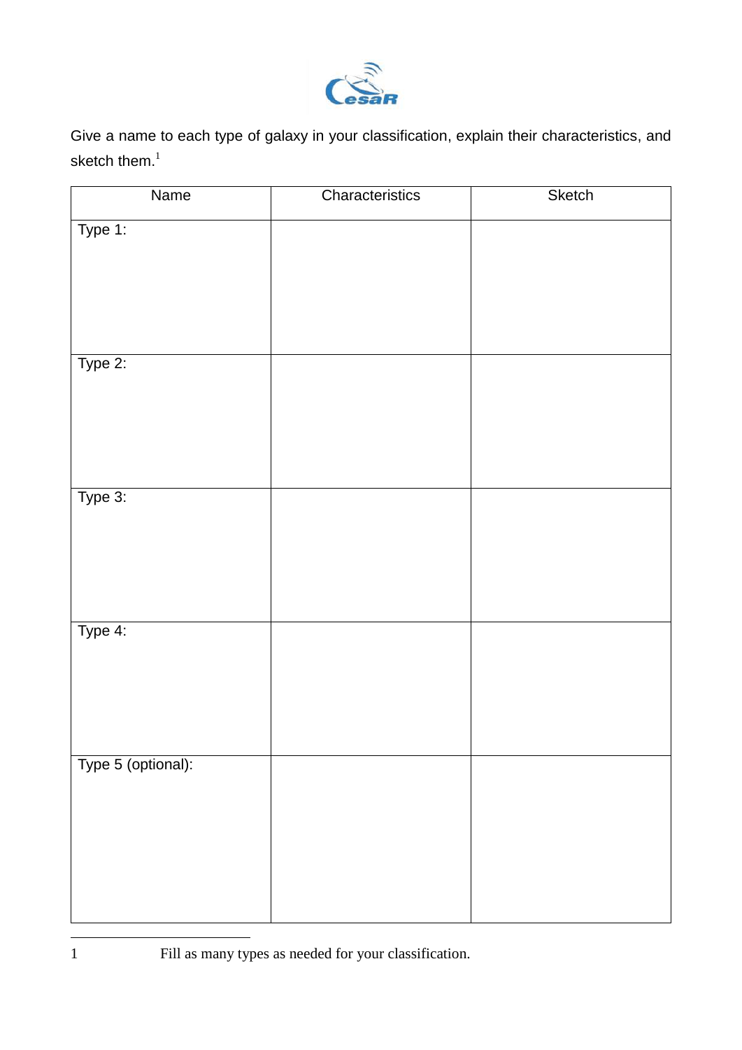Give a name to each type of galaxy in your classification, explain their characteristics, and sketch them.[1]

| Name | Characteristics | Sketch |
| --- | --- | --- |
| Type 1: | | |
| Type 2: | | |
| Type 3: | | |
| Type 4: | | |
| Type 5 (optional): | | |

[1] Fill as many types as needed for your classification.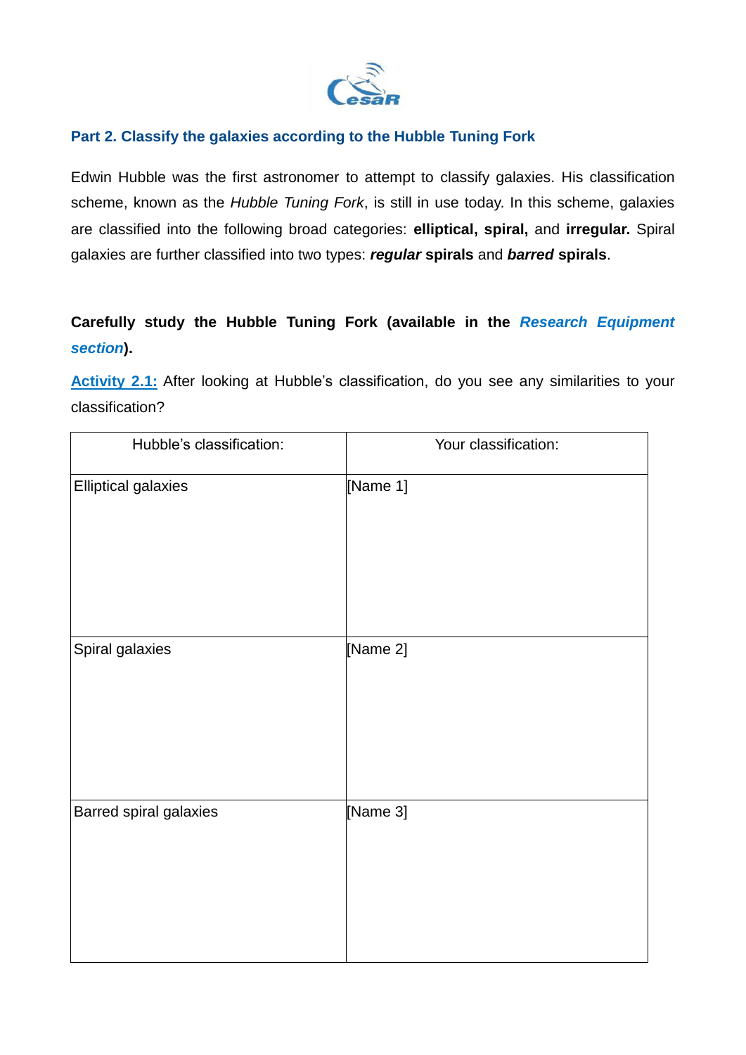## Part 2. Classify the galaxies according to the Hubble Tuning Fork

Edwin Hubble was the first astronomer to attempt to classify galaxies. His classification scheme, known as the *Hubble Tuning Fork*, is still in use today. In this scheme, galaxies are classified into the following broad categories: **elliptical, spiral,** and **irregular.** Spiral galaxies are further classified into two types: ***regular*** **spirals** and ***barred*** **spirals**.

**Carefully study the Hubble Tuning Fork (available in the *Research Equipment section*).**

**Activity 2.1:** After looking at Hubble's classification, do you see any similarities to your classification?

| Hubble's classification: | Your classification: |
|---|---|
| Elliptical galaxies | [Name 1] |
| Spiral galaxies | [Name 2] |
| Barred spiral galaxies | [Name 3] |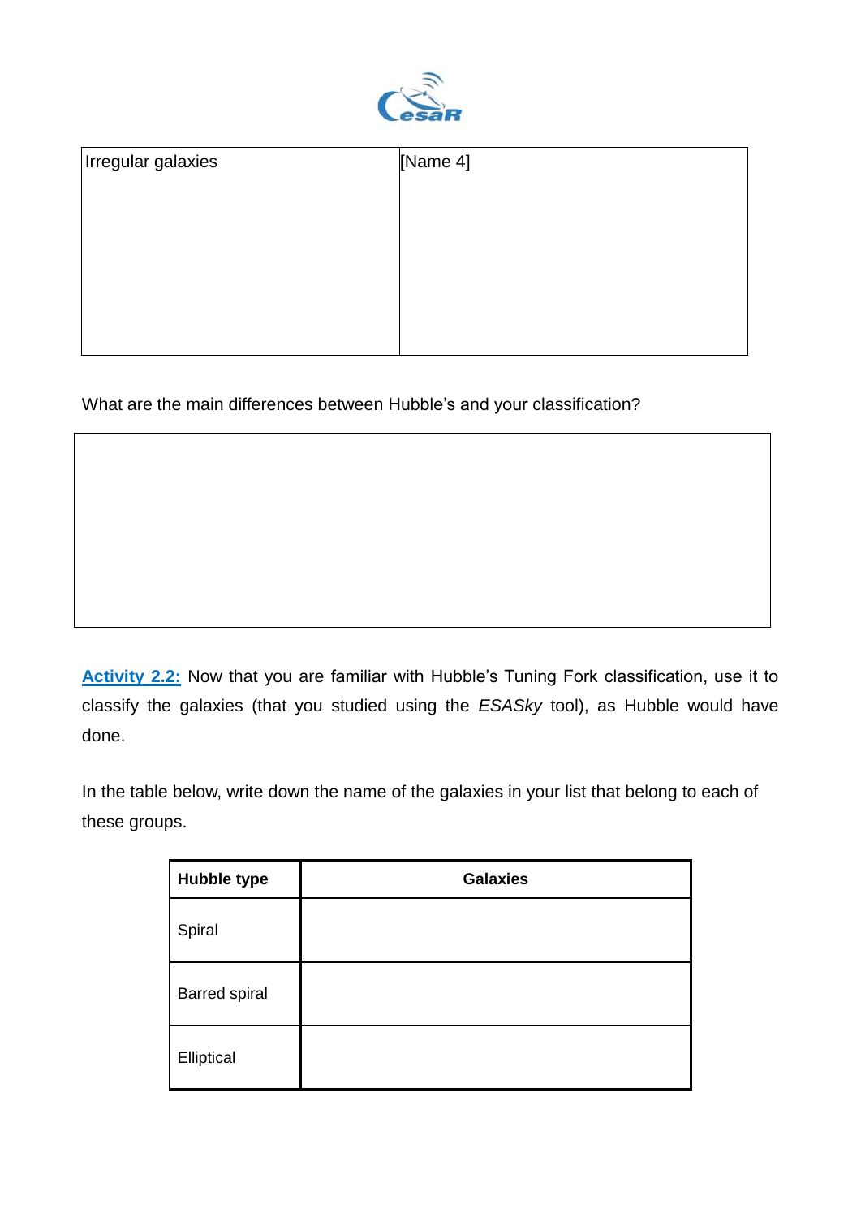| Irregular galaxies | [Name 4] |
| --- | --- |

What are the main differences between Hubble's and your classification?

| |
| --- |
| |

**Activity 2.2:** Now that you are familiar with Hubble's Tuning Fork classification, use it to classify the galaxies (that you studied using the *ESASky* tool), as Hubble would have done.

In the table below, write down the name of the galaxies in your list that belong to each of these groups.

| **Hubble type** | **Galaxies** |
| --- | --- |
| Spiral | |
| Barred spiral | |
| Elliptical | |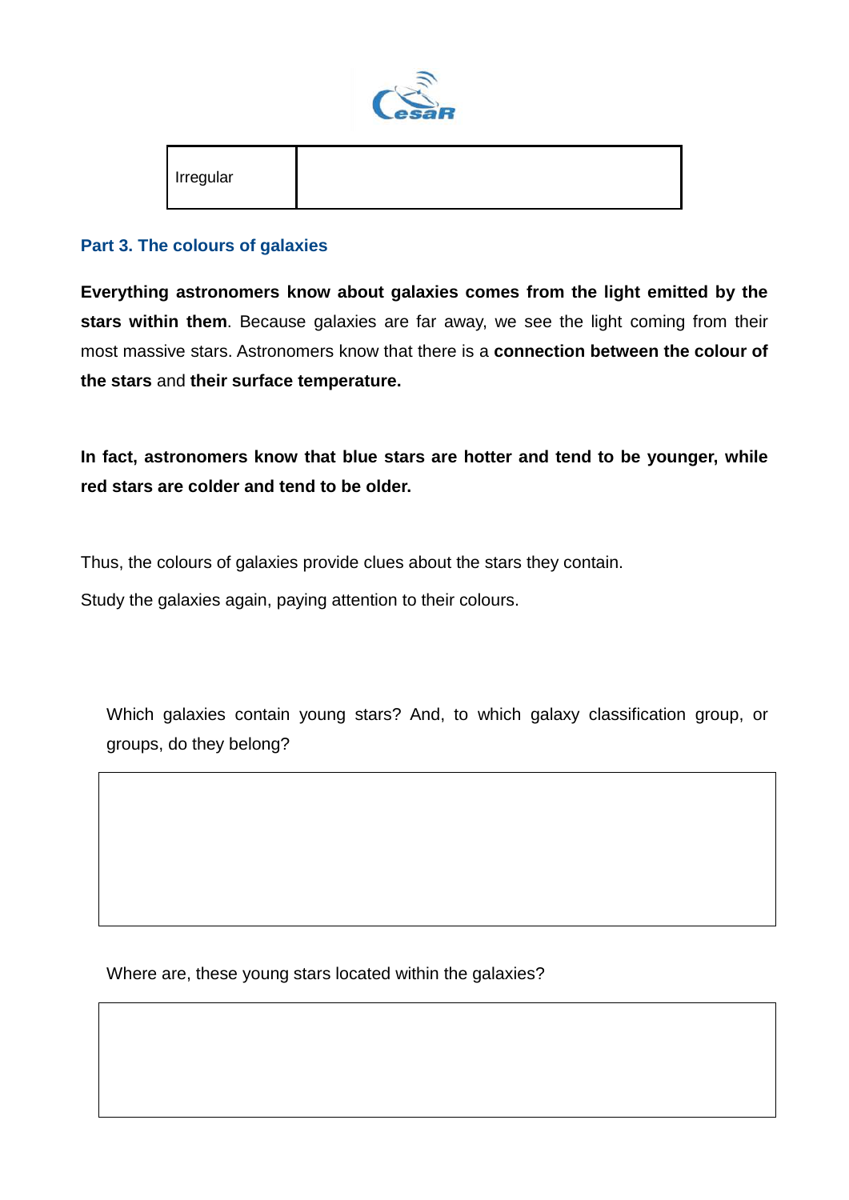| Irregular | |
|---|---|

## Part 3. The colours of galaxies

**Everything astronomers know about galaxies comes from the light emitted by the stars within them**. Because galaxies are far away, we see the light coming from their most massive stars. Astronomers know that there is a **connection between the colour of the stars** and **their surface temperature.**

**In fact, astronomers know that blue stars are hotter and tend to be younger, while red stars are colder and tend to be older.**

Thus, the colours of galaxies provide clues about the stars they contain.

Study the galaxies again, paying attention to their colours.

Which galaxies contain young stars? And, to which galaxy classification group, or groups, do they belong?

| |
|---|
| |

Where are, these young stars located within the galaxies?

| |
|---|
| |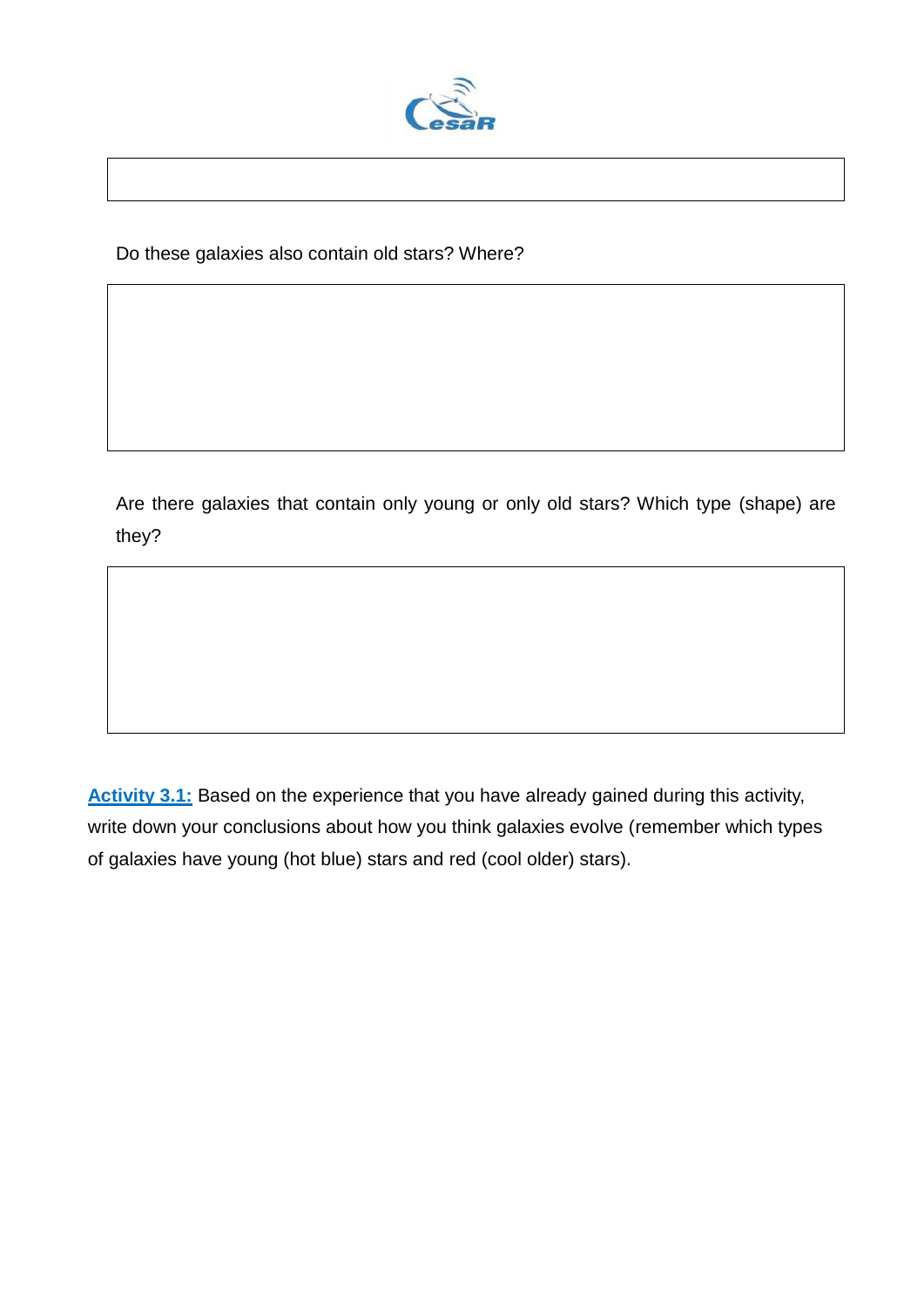Do these galaxies also contain old stars? Where?

Are there galaxies that contain only young or only old stars? Which type (shape) are they?

**Activity 3.1:** Based on the experience that you have already gained during this activity, write down your conclusions about how you think galaxies evolve (remember which types of galaxies have young (hot blue) stars and red (cool older) stars).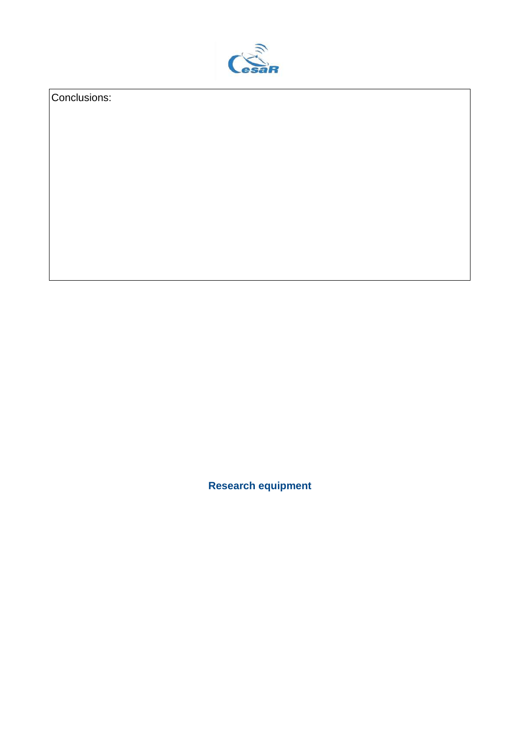| Conclusions: |
| --- |
| |

## Research equipment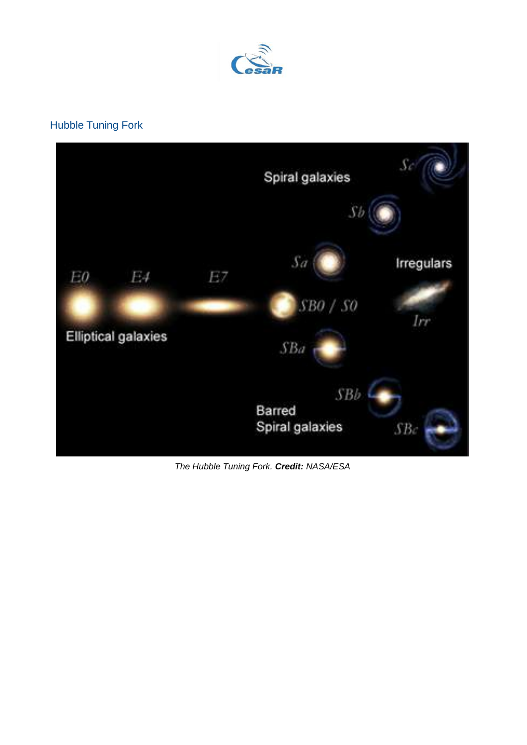## Hubble Tuning Fork

Spiral galaxies

Sc

Sb

Sa

Irregulars

E0

E4

E7

SB0 / S0

Irr

Elliptical galaxies

SBa

SBb

Barred Spiral galaxies

SBc

*The Hubble Tuning Fork.* ***Credit:*** *NASA/ESA*